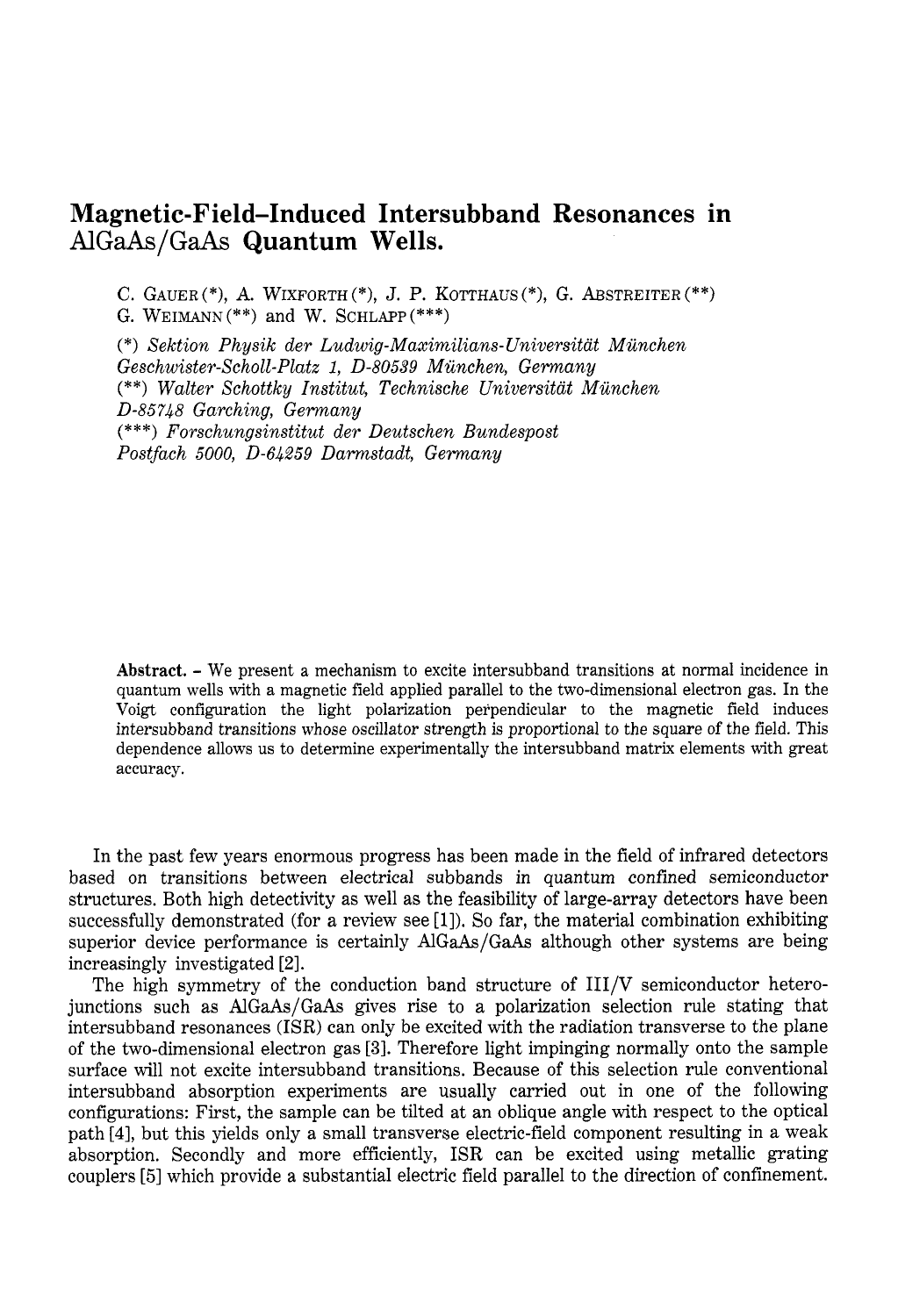# Magnetic-Field–Induced Intersubband Resonances in AlGaAs/GaAs Quantum Wells.

C. GAUER (*), A. WIXFORTH (*), J. P. KOTTHAUS (*), G. ABSTREITER (**)
G. WEIMANN (**) and W. SCHLAPP (***)

(*) *Sektion Physik der Ludwig-Maximilians-Universität München Geschwister-Scholl-Platz 1, D-80539 München, Germany*
(**) *Walter Schottky Institut, Technische Universität München D-85748 Garching, Germany*
(***) *Forschungsinstitut der Deutschen Bundespost Postfach 5000, D-64259 Darmstadt, Germany*

**Abstract.** - We present a mechanism to excite intersubband transitions at normal incidence in quantum wells with a magnetic field applied parallel to the two-dimensional electron gas. In the Voigt configuration the light polarization perpendicular to the magnetic field induces intersubband transitions whose oscillator strength is proportional to the square of the field. This dependence allows us to determine experimentally the intersubband matrix elements with great accuracy.

In the past few years enormous progress has been made in the field of infrared detectors based on transitions between electrical subbands in quantum confined semiconductor structures. Both high detectivity as well as the feasibility of large-array detectors have been successfully demonstrated (for a review see [1]). So far, the material combination exhibiting superior device performance is certainly AlGaAs/GaAs although other systems are being increasingly investigated [2].

The high symmetry of the conduction band structure of III/V semiconductor hetero-junctions such as AlGaAs/GaAs gives rise to a polarization selection rule stating that intersubband resonances (ISR) can only be excited with the radiation transverse to the plane of the two-dimensional electron gas [3]. Therefore light impinging normally onto the sample surface will not excite intersubband transitions. Because of this selection rule conventional intersubband absorption experiments are usually carried out in one of the following configurations: First, the sample can be tilted at an oblique angle with respect to the optical path [4], but this yields only a small transverse electric-field component resulting in a weak absorption. Secondly and more efficiently, ISR can be excited using metallic grating couplers [5] which provide a substantial electric field parallel to the direction of confinement.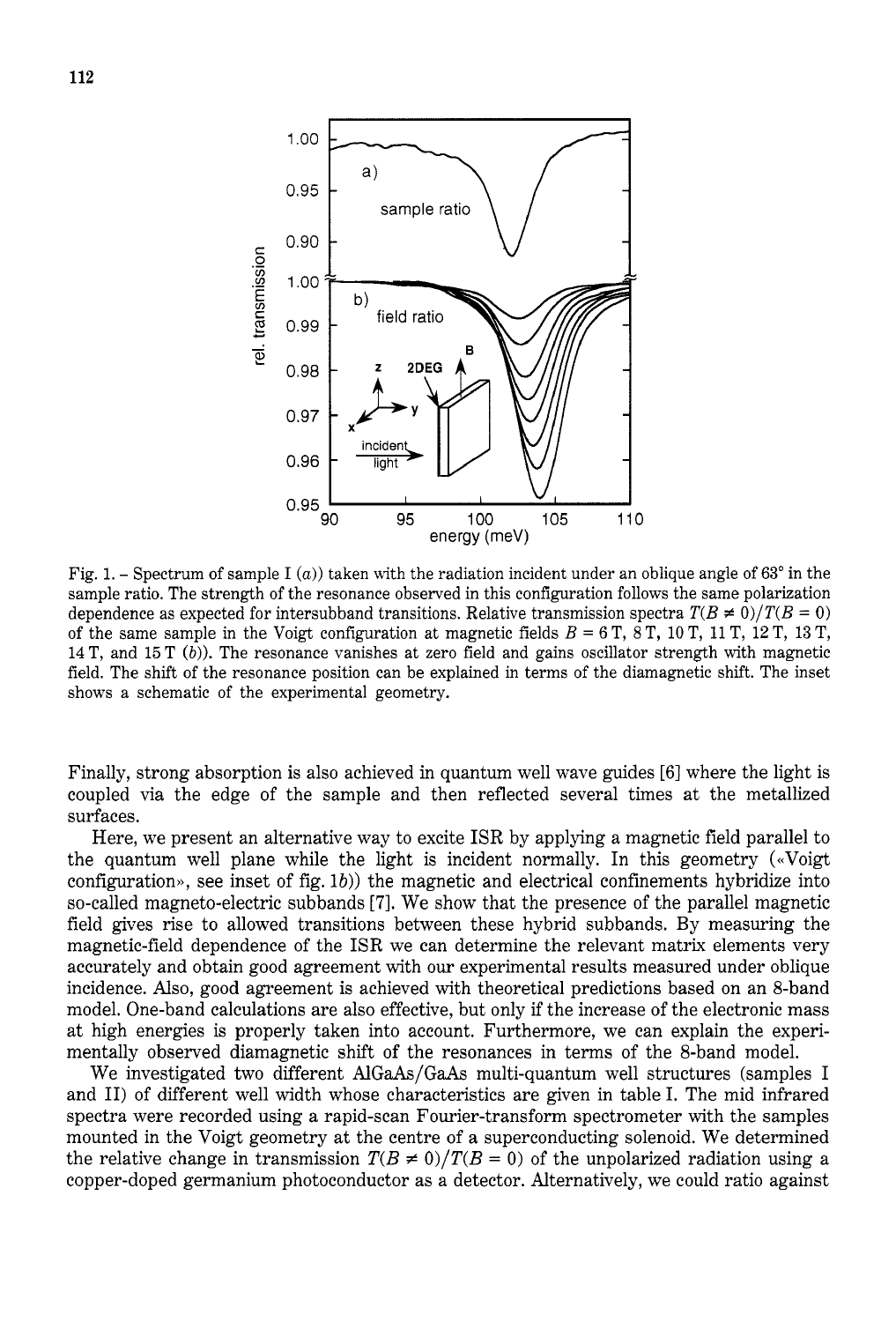Fig. 1. – Spectrum of sample I (*a*)) taken with the radiation incident under an oblique angle of 63° in the sample ratio. The strength of the resonance observed in this configuration follows the same polarization dependence as expected for intersubband transitions. Relative transmission spectra $T(B \neq 0)/T(B = 0)$ of the same sample in the Voigt configuration at magnetic fields $B = 6$ T, 8 T, 10 T, 11 T, 12 T, 13 T, 14 T, and 15 T (*b*)). The resonance vanishes at zero field and gains oscillator strength with magnetic field. The shift of the resonance position can be explained in terms of the diamagnetic shift. The inset shows a schematic of the experimental geometry.

Finally, strong absorption is also achieved in quantum well wave guides [6] where the light is coupled via the edge of the sample and then reflected several times at the metallized surfaces.

Here, we present an alternative way to excite ISR by applying a magnetic field parallel to the quantum well plane while the light is incident normally. In this geometry («Voigt configuration», see inset of fig. 1*b*)) the magnetic and electrical confinements hybridize into so-called magneto-electric subbands [7]. We show that the presence of the parallel magnetic field gives rise to allowed transitions between these hybrid subbands. By measuring the magnetic-field dependence of the ISR we can determine the relevant matrix elements very accurately and obtain good agreement with our experimental results measured under oblique incidence. Also, good agreement is achieved with theoretical predictions based on an 8-band model. One-band calculations are also effective, but only if the increase of the electronic mass at high energies is properly taken into account. Furthermore, we can explain the experimentally observed diamagnetic shift of the resonances in terms of the 8-band model.

We investigated two different AlGaAs/GaAs multi-quantum well structures (samples I and II) of different well width whose characteristics are given in table I. The mid infrared spectra were recorded using a rapid-scan Fourier-transform spectrometer with the samples mounted in the Voigt geometry at the centre of a superconducting solenoid. We determined the relative change in transmission $T(B \neq 0)/T(B = 0)$ of the unpolarized radiation using a copper-doped germanium photoconductor as a detector. Alternatively, we could ratio against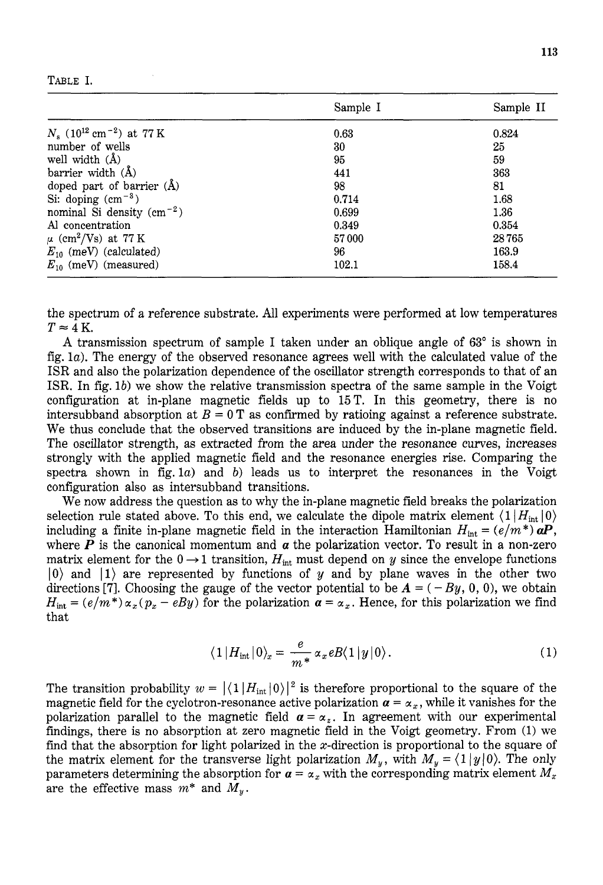TABLE I.

| | Sample I | Sample II |
|---|---|---|
| $N_s$ ($10^{12}$ cm$^{-2}$) at 77 K | 0.63 | 0.824 |
| number of wells | 30 | 25 |
| well width (Å) | 95 | 59 |
| barrier width (Å) | 441 | 363 |
| doped part of barrier (Å) | 98 | 81 |
| Si: doping (cm$^{-3}$) | 0.714 | 1.68 |
| nominal Si density (cm$^{-2}$) | 0.699 | 1.36 |
| Al concentration | 0.349 | 0.354 |
| $\mu$ (cm$^2$/Vs) at 77 K | 57 000 | 28 765 |
| $E_{10}$ (meV) (calculated) | 96 | 163.9 |
| $E_{10}$ (meV) (measured) | 102.1 | 158.4 |

the spectrum of a reference substrate. All experiments were performed at low temperatures $T \approx 4$ K.

A transmission spectrum of sample I taken under an oblique angle of 63° is shown in fig. 1*a*). The energy of the observed resonance agrees well with the calculated value of the ISR and also the polarization dependence of the oscillator strength corresponds to that of an ISR. In fig. 1*b*) we show the relative transmission spectra of the same sample in the Voigt configuration at in-plane magnetic fields up to 15 T. In this geometry, there is no intersubband absorption at $B = 0$ T as confirmed by ratioing against a reference substrate. We thus conclude that the observed transitions are induced by the in-plane magnetic field. The oscillator strength, as extracted from the area under the resonance curves, increases strongly with the applied magnetic field and the resonance energies rise. Comparing the spectra shown in fig. 1*a*) and *b*) leads us to interpret the resonances in the Voigt configuration also as intersubband transitions.

We now address the question as to why the in-plane magnetic field breaks the polarization selection rule stated above. To this end, we calculate the dipole matrix element $\langle 1 | H_{\text{int}} | 0 \rangle$ including a finite in-plane magnetic field in the interaction Hamiltonian $H_{\text{int}} = (e/m^*)\boldsymbol{\alpha P}$, where $\boldsymbol{P}$ is the canonical momentum and $\boldsymbol{\alpha}$ the polarization vector. To result in a non-zero matrix element for the $0 \rightarrow 1$ transition, $H_{\text{int}}$ must depend on $y$ since the envelope functions $|0\rangle$ and $|1\rangle$ are represented by functions of $y$ and by plane waves in the other two directions [7]. Choosing the gauge of the vector potential to be $\boldsymbol{A} = (-By, 0, 0)$, we obtain $H_{\text{int}} = (e/m^*)\alpha_x(p_x - eBy)$ for the polarization $\boldsymbol{\alpha} = \alpha_x$. Hence, for this polarization we find that

$$\langle 1 | H_{\text{int}} | 0 \rangle_x = \frac{e}{m^*} \alpha_x eB \langle 1 | y | 0 \rangle . \tag{1}$$

The transition probability $w = |\langle 1 | H_{\text{int}} | 0 \rangle|^2$ is therefore proportional to the square of the magnetic field for the cyclotron-resonance active polarization $\boldsymbol{\alpha} = \alpha_x$, while it vanishes for the polarization parallel to the magnetic field $\boldsymbol{\alpha} = \alpha_z$. In agreement with our experimental findings, there is no absorption at zero magnetic field in the Voigt geometry. From (1) we find that the absorption for light polarized in the $x$-direction is proportional to the square of the matrix element for the transverse light polarization $M_y$, with $M_y = \langle 1 | y | 0 \rangle$. The only parameters determining the absorption for $\boldsymbol{\alpha} = \alpha_x$ with the corresponding matrix element $M_x$ are the effective mass $m^*$ and $M_y$.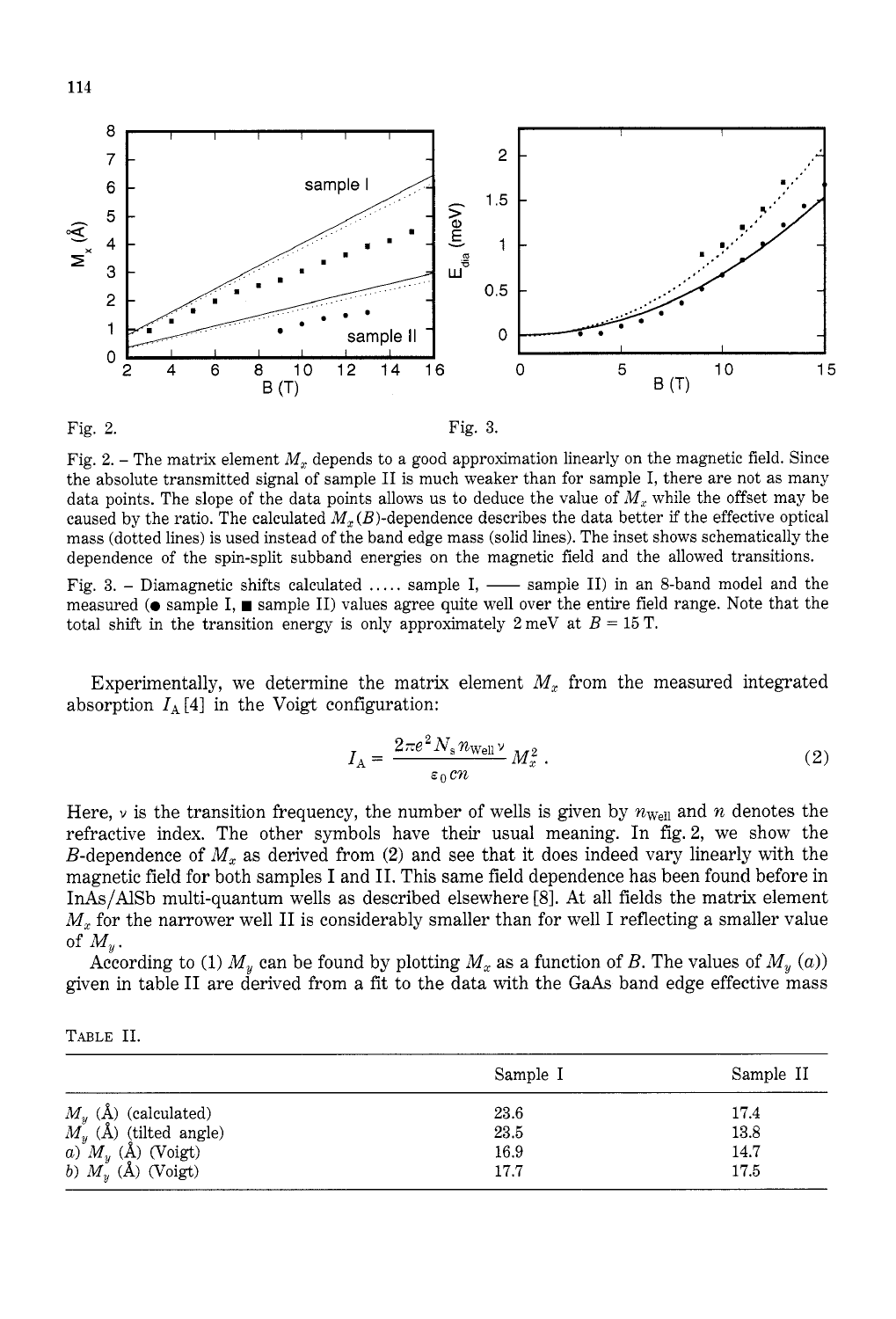Fig. 2.

Fig. 3.

Fig. 2. – The matrix element $M_x$ depends to a good approximation linearly on the magnetic field. Since the absolute transmitted signal of sample II is much weaker than for sample I, there are not as many data points. The slope of the data points allows us to deduce the value of $M_x$ while the offset may be caused by the ratio. The calculated $M_x(B)$-dependence describes the data better if the effective optical mass (dotted lines) is used instead of the band edge mass (solid lines). The inset shows schematically the dependence of the spin-split subband energies on the magnetic field and the allowed transitions.

Fig. 3. – Diamagnetic shifts calculated ….. sample I, —— sample II) in an 8-band model and the measured (● sample I, ■ sample II) values agree quite well over the entire field range. Note that the total shift in the transition energy is only approximately 2 meV at $B = 15$ T.

Experimentally, we determine the matrix element $M_x$ from the measured integrated absorption $I_A$ [4] in the Voigt configuration:

$$I_A = \frac{2\pi e^2 N_s n_{\text{Well}} \nu}{\varepsilon_0 c n} M_x^2 . \tag{2}$$

Here, $\nu$ is the transition frequency, the number of wells is given by $n_{\text{Well}}$ and $n$ denotes the refractive index. The other symbols have their usual meaning. In fig. 2, we show the $B$-dependence of $M_x$ as derived from (2) and see that it does indeed vary linearly with the magnetic field for both samples I and II. This same field dependence has been found before in InAs/AlSb multi-quantum wells as described elsewhere [8]. At all fields the matrix element $M_x$ for the narrower well II is considerably smaller than for well I reflecting a smaller value of $M_y$.

According to (1) $M_y$ can be found by plotting $M_x$ as a function of $B$. The values of $M_y$ (*a*)) given in table II are derived from a fit to the data with the GaAs band edge effective mass

Table II.

| | Sample I | Sample II |
|---|---|---|
| $M_y$ (Å) (calculated) | 23.6 | 17.4 |
| $M_y$ (Å) (tilted angle) | 23.5 | 13.8 |
| *a*) $M_y$ (Å) (Voigt) | 16.9 | 14.7 |
| *b*) $M_y$ (Å) (Voigt) | 17.7 | 17.5 |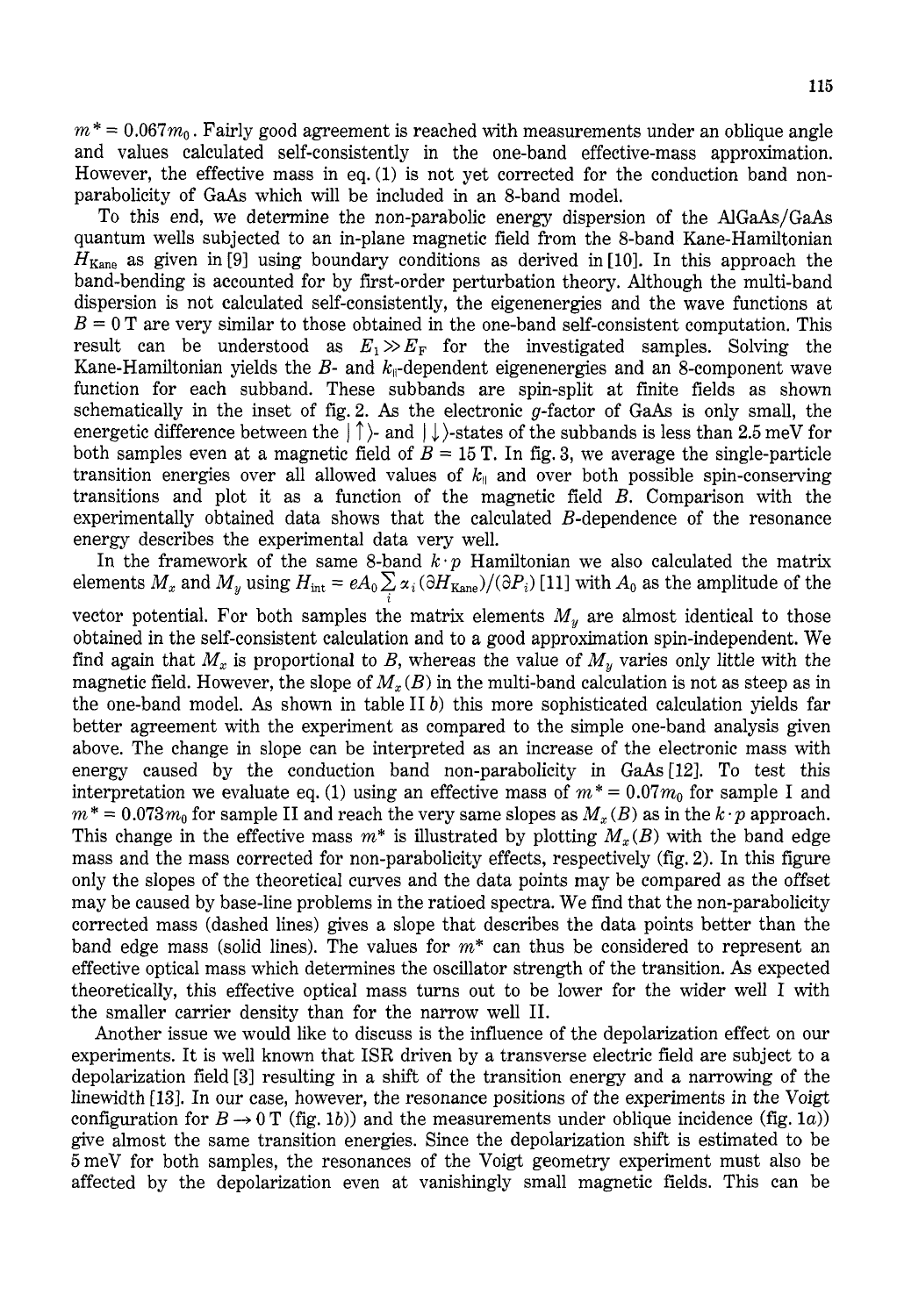$m^* = 0.067m_0$. Fairly good agreement is reached with measurements under an oblique angle and values calculated self-consistently in the one-band effective-mass approximation. However, the effective mass in eq. (1) is not yet corrected for the conduction band non-parabolicity of GaAs which will be included in an 8-band model.

To this end, we determine the non-parabolic energy dispersion of the AlGaAs/GaAs quantum wells subjected to an in-plane magnetic field from the 8-band Kane-Hamiltonian $H_{\text{Kane}}$ as given in [9] using boundary conditions as derived in [10]. In this approach the band-bending is accounted for by first-order perturbation theory. Although the multi-band dispersion is not calculated self-consistently, the eigenenergies and the wave functions at $B = 0$ T are very similar to those obtained in the one-band self-consistent computation. This result can be understood as $E_1 \gg E_F$ for the investigated samples. Solving the Kane-Hamiltonian yields the $B$- and $k_\parallel$-dependent eigenenergies and an 8-component wave function for each subband. These subbands are spin-split at finite fields as shown schematically in the inset of fig. 2. As the electronic $g$-factor of GaAs is only small, the energetic difference between the $|\uparrow\rangle$- and $|\downarrow\rangle$-states of the subbands is less than 2.5 meV for both samples even at a magnetic field of $B = 15$ T. In fig. 3, we average the single-particle transition energies over all allowed values of $k_\parallel$ and over both possible spin-conserving transitions and plot it as a function of the magnetic field $B$. Comparison with the experimentally obtained data shows that the calculated $B$-dependence of the resonance energy describes the experimental data very well.

In the framework of the same 8-band $k \cdot p$ Hamiltonian we also calculated the matrix elements $M_x$ and $M_y$ using $H_{\text{int}} = eA_0 \sum_i \alpha_i (\partial H_{\text{Kane}})/(\partial P_i)$ [11] with $A_0$ as the amplitude of the vector potential. For both samples the matrix elements $M_y$ are almost identical to those obtained in the self-consistent calculation and to a good approximation spin-independent. We find again that $M_x$ is proportional to $B$, whereas the value of $M_y$ varies only little with the magnetic field. However, the slope of $M_x(B)$ in the multi-band calculation is not as steep as in the one-band model. As shown in table II *b*) this more sophisticated calculation yields far better agreement with the experiment as compared to the simple one-band analysis given above. The change in slope can be interpreted as an increase of the electronic mass with energy caused by the conduction band non-parabolicity in GaAs [12]. To test this interpretation we evaluate eq. (1) using an effective mass of $m^* = 0.07m_0$ for sample I and $m^* = 0.073m_0$ for sample II and reach the very same slopes as $M_x(B)$ in the $k \cdot p$ approach. This change in the effective mass $m^*$ is illustrated by plotting $M_x(B)$ with the band edge mass and the mass corrected for non-parabolicity effects, respectively (fig. 2). In this figure only the slopes of the theoretical curves and the data points may be compared as the offset may be caused by base-line problems in the ratioed spectra. We find that the non-parabolicity corrected mass (dashed lines) gives a slope that describes the data points better than the band edge mass (solid lines). The values for $m^*$ can thus be considered to represent an effective optical mass which determines the oscillator strength of the transition. As expected theoretically, this effective optical mass turns out to be lower for the wider well I with the smaller carrier density than for the narrow well II.

Another issue we would like to discuss is the influence of the depolarization effect on our experiments. It is well known that ISR driven by a transverse electric field are subject to a depolarization field [3] resulting in a shift of the transition energy and a narrowing of the linewidth [13]. In our case, however, the resonance positions of the experiments in the Voigt configuration for $B \to 0$ T (fig. 1*b*)) and the measurements under oblique incidence (fig. 1*a*)) give almost the same transition energies. Since the depolarization shift is estimated to be 5 meV for both samples, the resonances of the Voigt geometry experiment must also be affected by the depolarization even at vanishingly small magnetic fields. This can be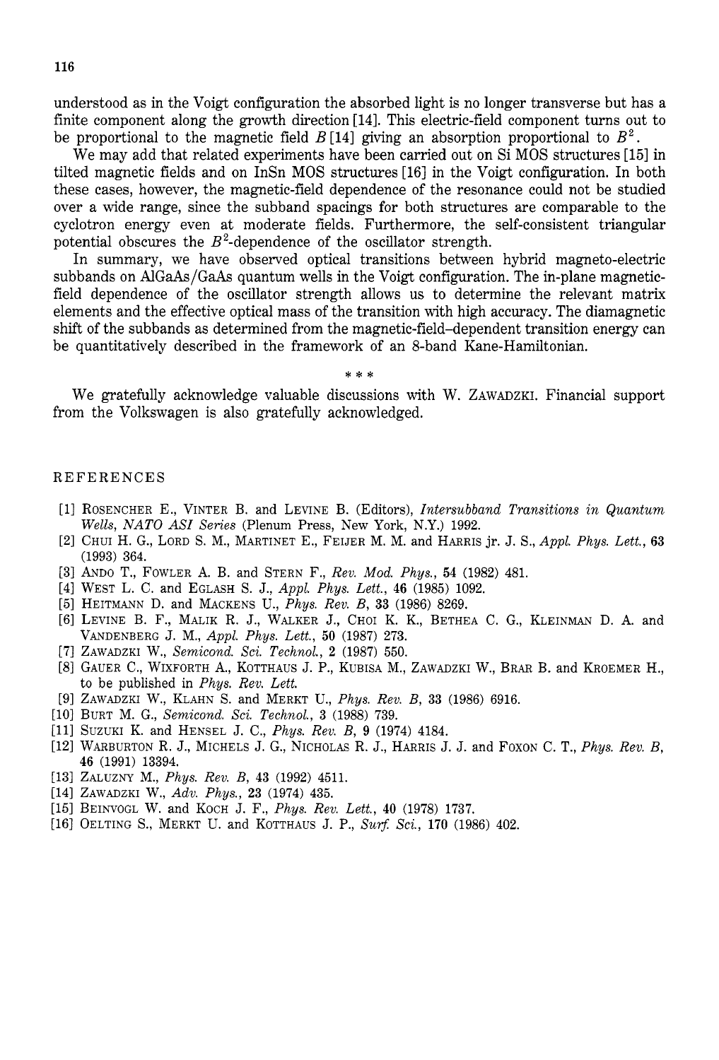understood as in the Voigt configuration the absorbed light is no longer transverse but has a finite component along the growth direction [14]. This electric-field component turns out to be proportional to the magnetic field $B$ [14] giving an absorption proportional to $B^2$.

We may add that related experiments have been carried out on Si MOS structures [15] in tilted magnetic fields and on InSn MOS structures [16] in the Voigt configuration. In both these cases, however, the magnetic-field dependence of the resonance could not be studied over a wide range, since the subband spacings for both structures are comparable to the cyclotron energy even at moderate fields. Furthermore, the self-consistent triangular potential obscures the $B^2$-dependence of the oscillator strength.

In summary, we have observed optical transitions between hybrid magneto-electric subbands on AlGaAs/GaAs quantum wells in the Voigt configuration. The in-plane magnetic-field dependence of the oscillator strength allows us to determine the relevant matrix elements and the effective optical mass of the transition with high accuracy. The diamagnetic shift of the subbands as determined from the magnetic-field–dependent transition energy can be quantitatively described in the framework of an 8-band Kane-Hamiltonian.

\* \* \*

We gratefully acknowledge valuable discussions with W. ZAWADZKI. Financial support from the Volkswagen is also gratefully acknowledged.

## REFERENCES

[1] ROSENCHER E., VINTER B. and LEVINE B. (Editors), *Intersubband Transitions in Quantum Wells, NATO ASI Series* (Plenum Press, New York, N.Y.) 1992.

[2] CHUI H. G., LORD S. M., MARTINET E., FEIJER M. M. and HARRIS jr. J. S., *Appl. Phys. Lett.*, **63** (1993) 364.

[3] ANDO T., FOWLER A. B. and STERN F., *Rev. Mod. Phys.*, **54** (1982) 481.

[4] WEST L. C. and EGLASH S. J., *Appl. Phys. Lett.*, **46** (1985) 1092.

[5] HEITMANN D. and MACKENS U., *Phys. Rev. B*, **33** (1986) 8269.

[6] LEVINE B. F., MALIK R. J., WALKER J., CHOI K. K., BETHEA C. G., KLEINMAN D. A. and VANDENBERG J. M., *Appl. Phys. Lett.*, **50** (1987) 273.

[7] ZAWADZKI W., *Semicond. Sci. Technol.*, **2** (1987) 550.

[8] GAUER C., WIXFORTH A., KOTTHAUS J. P., KUBISA M., ZAWADZKI W., BRAR B. and KROEMER H., to be published in *Phys. Rev. Lett.*

[9] ZAWADZKI W., KLAHN S. and MERKT U., *Phys. Rev. B*, **33** (1986) 6916.

[10] BURT M. G., *Semicond. Sci. Technol.*, **3** (1988) 739.

[11] SUZUKI K. and HENSEL J. C., *Phys. Rev. B*, **9** (1974) 4184.

[12] WARBURTON R. J., MICHELS J. G., NICHOLAS R. J., HARRIS J. J. and FOXON C. T., *Phys. Rev. B*, **46** (1991) 13394.

[13] ZALUZNY M., *Phys. Rev. B*, **43** (1992) 4511.

[14] ZAWADZKI W., *Adv. Phys.*, **23** (1974) 435.

[15] BEINVOGL W. and KOCH J. F., *Phys. Rev. Lett.*, **40** (1978) 1737.

[16] OELTING S., MERKT U. and KOTTHAUS J. P., *Surf. Sci.*, **170** (1986) 402.